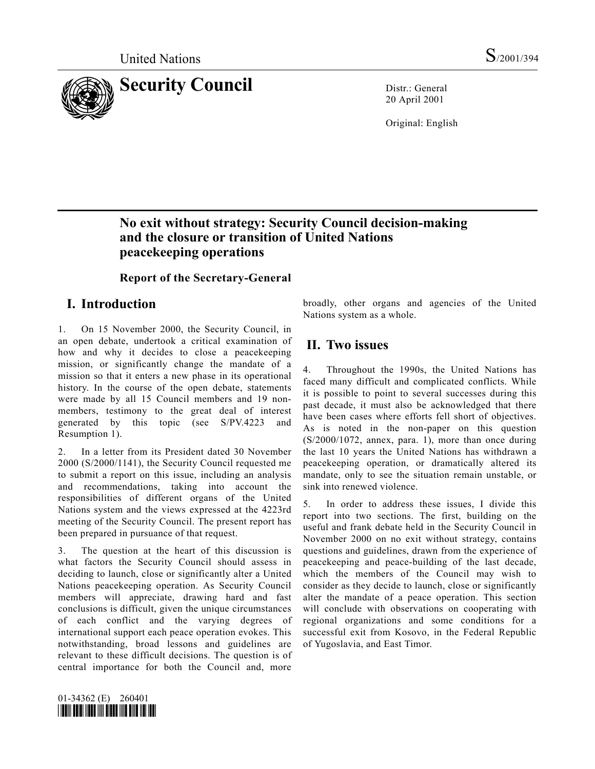United Nations S/2001/394

# Security Council

Distr.: General
20 April 2001

Original: English

## No exit without strategy: Security Council decision-making and the closure or transition of United Nations peacekeeping operations

### Report of the Secretary-General

## I. Introduction

1. On 15 November 2000, the Security Council, in an open debate, undertook a critical examination of how and why it decides to close a peacekeeping mission, or significantly change the mandate of a mission so that it enters a new phase in its operational history. In the course of the open debate, statements were made by all 15 Council members and 19 non-members, testimony to the great deal of interest generated by this topic (see S/PV.4223 and Resumption 1).

2. In a letter from its President dated 30 November 2000 (S/2000/1141), the Security Council requested me to submit a report on this issue, including an analysis and recommendations, taking into account the responsibilities of different organs of the United Nations system and the views expressed at the 4223rd meeting of the Security Council. The present report has been prepared in pursuance of that request.

3. The question at the heart of this discussion is what factors the Security Council should assess in deciding to launch, close or significantly alter a United Nations peacekeeping operation. As Security Council members will appreciate, drawing hard and fast conclusions is difficult, given the unique circumstances of each conflict and the varying degrees of international support each peace operation evokes. This notwithstanding, broad lessons and guidelines are relevant to these difficult decisions. The question is of central importance for both the Council and, more broadly, other organs and agencies of the United Nations system as a whole.

## II. Two issues

4. Throughout the 1990s, the United Nations has faced many difficult and complicated conflicts. While it is possible to point to several successes during this past decade, it must also be acknowledged that there have been cases where efforts fell short of objectives. As is noted in the non-paper on this question (S/2000/1072, annex, para. 1), more than once during the last 10 years the United Nations has withdrawn a peacekeeping operation, or dramatically altered its mandate, only to see the situation remain unstable, or sink into renewed violence.

5. In order to address these issues, I divide this report into two sections. The first, building on the useful and frank debate held in the Security Council in November 2000 on no exit without strategy, contains questions and guidelines, drawn from the experience of peacekeeping and peace-building of the last decade, which the members of the Council may wish to consider as they decide to launch, close or significantly alter the mandate of a peace operation. This section will conclude with observations on cooperating with regional organizations and some conditions for a successful exit from Kosovo, in the Federal Republic of Yugoslavia, and East Timor.

01-34362 (E) 260401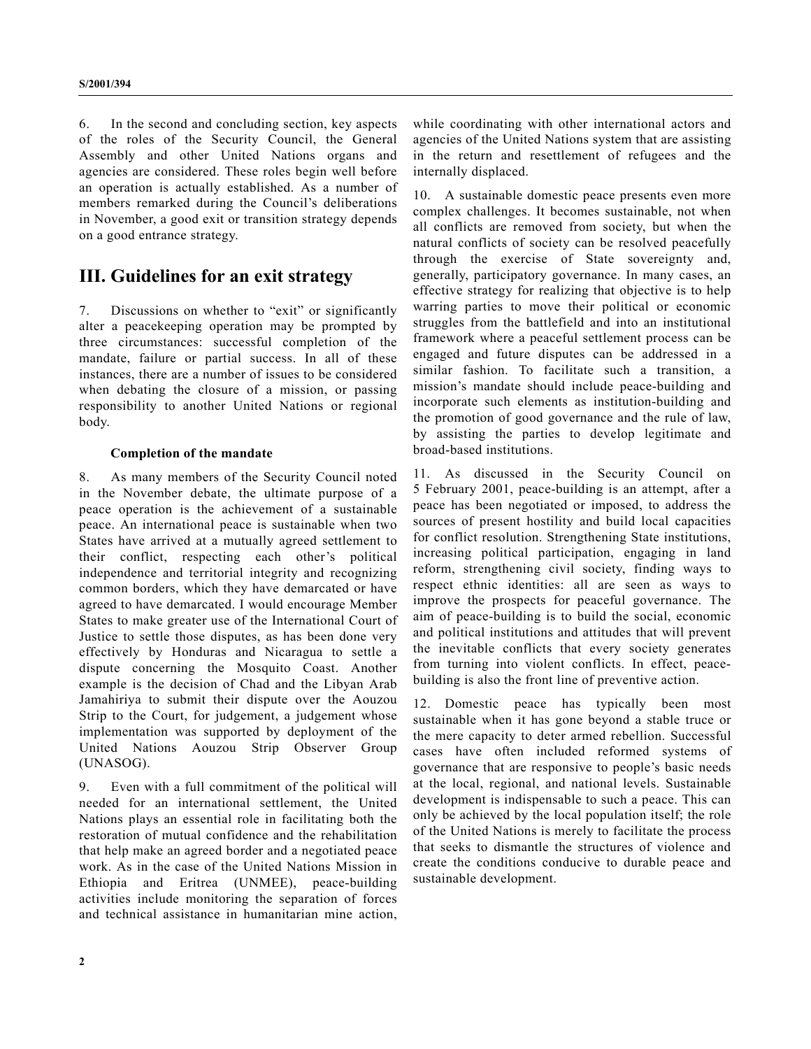6. In the second and concluding section, key aspects of the roles of the Security Council, the General Assembly and other United Nations organs and agencies are considered. These roles begin well before an operation is actually established. As a number of members remarked during the Council's deliberations in November, a good exit or transition strategy depends on a good entrance strategy.

# III. Guidelines for an exit strategy

7. Discussions on whether to "exit" or significantly alter a peacekeeping operation may be prompted by three circumstances: successful completion of the mandate, failure or partial success. In all of these instances, there are a number of issues to be considered when debating the closure of a mission, or passing responsibility to another United Nations or regional body.

### Completion of the mandate

8. As many members of the Security Council noted in the November debate, the ultimate purpose of a peace operation is the achievement of a sustainable peace. An international peace is sustainable when two States have arrived at a mutually agreed settlement to their conflict, respecting each other's political independence and territorial integrity and recognizing common borders, which they have demarcated or have agreed to have demarcated. I would encourage Member States to make greater use of the International Court of Justice to settle those disputes, as has been done very effectively by Honduras and Nicaragua to settle a dispute concerning the Mosquito Coast. Another example is the decision of Chad and the Libyan Arab Jamahiriya to submit their dispute over the Aouzou Strip to the Court, for judgement, a judgement whose implementation was supported by deployment of the United Nations Aouzou Strip Observer Group (UNASOG).

9. Even with a full commitment of the political will needed for an international settlement, the United Nations plays an essential role in facilitating both the restoration of mutual confidence and the rehabilitation that help make an agreed border and a negotiated peace work. As in the case of the United Nations Mission in Ethiopia and Eritrea (UNMEE), peace-building activities include monitoring the separation of forces and technical assistance in humanitarian mine action, while coordinating with other international actors and agencies of the United Nations system that are assisting in the return and resettlement of refugees and the internally displaced.

10. A sustainable domestic peace presents even more complex challenges. It becomes sustainable, not when all conflicts are removed from society, but when the natural conflicts of society can be resolved peacefully through the exercise of State sovereignty and, generally, participatory governance. In many cases, an effective strategy for realizing that objective is to help warring parties to move their political or economic struggles from the battlefield and into an institutional framework where a peaceful settlement process can be engaged and future disputes can be addressed in a similar fashion. To facilitate such a transition, a mission's mandate should include peace-building and incorporate such elements as institution-building and the promotion of good governance and the rule of law, by assisting the parties to develop legitimate and broad-based institutions.

11. As discussed in the Security Council on 5 February 2001, peace-building is an attempt, after a peace has been negotiated or imposed, to address the sources of present hostility and build local capacities for conflict resolution. Strengthening State institutions, increasing political participation, engaging in land reform, strengthening civil society, finding ways to respect ethnic identities: all are seen as ways to improve the prospects for peaceful governance. The aim of peace-building is to build the social, economic and political institutions and attitudes that will prevent the inevitable conflicts that every society generates from turning into violent conflicts. In effect, peace-building is also the front line of preventive action.

12. Domestic peace has typically been most sustainable when it has gone beyond a stable truce or the mere capacity to deter armed rebellion. Successful cases have often included reformed systems of governance that are responsive to people's basic needs at the local, regional, and national levels. Sustainable development is indispensable to such a peace. This can only be achieved by the local population itself; the role of the United Nations is merely to facilitate the process that seeks to dismantle the structures of violence and create the conditions conducive to durable peace and sustainable development.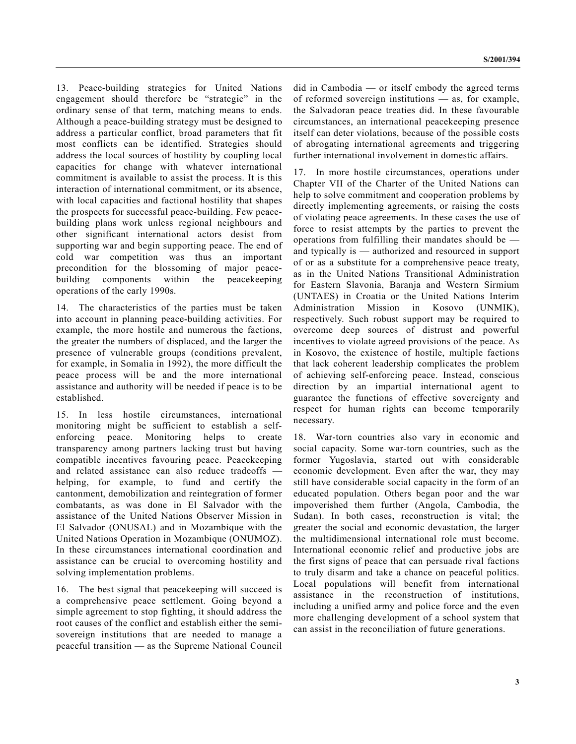13. Peace-building strategies for United Nations engagement should therefore be "strategic" in the ordinary sense of that term, matching means to ends. Although a peace-building strategy must be designed to address a particular conflict, broad parameters that fit most conflicts can be identified. Strategies should address the local sources of hostility by coupling local capacities for change with whatever international commitment is available to assist the process. It is this interaction of international commitment, or its absence, with local capacities and factional hostility that shapes the prospects for successful peace-building. Few peace-building plans work unless regional neighbours and other significant international actors desist from supporting war and begin supporting peace. The end of cold war competition was thus an important precondition for the blossoming of major peace-building components within the peacekeeping operations of the early 1990s.

14. The characteristics of the parties must be taken into account in planning peace-building activities. For example, the more hostile and numerous the factions, the greater the numbers of displaced, and the larger the presence of vulnerable groups (conditions prevalent, for example, in Somalia in 1992), the more difficult the peace process will be and the more international assistance and authority will be needed if peace is to be established.

15. In less hostile circumstances, international monitoring might be sufficient to establish a self-enforcing peace. Monitoring helps to create transparency among partners lacking trust but having compatible incentives favouring peace. Peacekeeping and related assistance can also reduce tradeoffs — helping, for example, to fund and certify the cantonment, demobilization and reintegration of former combatants, as was done in El Salvador with the assistance of the United Nations Observer Mission in El Salvador (ONUSAL) and in Mozambique with the United Nations Operation in Mozambique (ONUMOZ). In these circumstances international coordination and assistance can be crucial to overcoming hostility and solving implementation problems.

16. The best signal that peacekeeping will succeed is a comprehensive peace settlement. Going beyond a simple agreement to stop fighting, it should address the root causes of the conflict and establish either the semi-sovereign institutions that are needed to manage a peaceful transition — as the Supreme National Council did in Cambodia — or itself embody the agreed terms of reformed sovereign institutions — as, for example, the Salvadoran peace treaties did. In these favourable circumstances, an international peacekeeping presence itself can deter violations, because of the possible costs of abrogating international agreements and triggering further international involvement in domestic affairs.

17. In more hostile circumstances, operations under Chapter VII of the Charter of the United Nations can help to solve commitment and cooperation problems by directly implementing agreements, or raising the costs of violating peace agreements. In these cases the use of force to resist attempts by the parties to prevent the operations from fulfilling their mandates should be — and typically is — authorized and resourced in support of or as a substitute for a comprehensive peace treaty, as in the United Nations Transitional Administration for Eastern Slavonia, Baranja and Western Sirmium (UNTAES) in Croatia or the United Nations Interim Administration Mission in Kosovo (UNMIK), respectively. Such robust support may be required to overcome deep sources of distrust and powerful incentives to violate agreed provisions of the peace. As in Kosovo, the existence of hostile, multiple factions that lack coherent leadership complicates the problem of achieving self-enforcing peace. Instead, conscious direction by an impartial international agent to guarantee the functions of effective sovereignty and respect for human rights can become temporarily necessary.

18. War-torn countries also vary in economic and social capacity. Some war-torn countries, such as the former Yugoslavia, started out with considerable economic development. Even after the war, they may still have considerable social capacity in the form of an educated population. Others began poor and the war impoverished them further (Angola, Cambodia, the Sudan). In both cases, reconstruction is vital; the greater the social and economic devastation, the larger the multidimensional international role must become. International economic relief and productive jobs are the first signs of peace that can persuade rival factions to truly disarm and take a chance on peaceful politics. Local populations will benefit from international assistance in the reconstruction of institutions, including a unified army and police force and the even more challenging development of a school system that can assist in the reconciliation of future generations.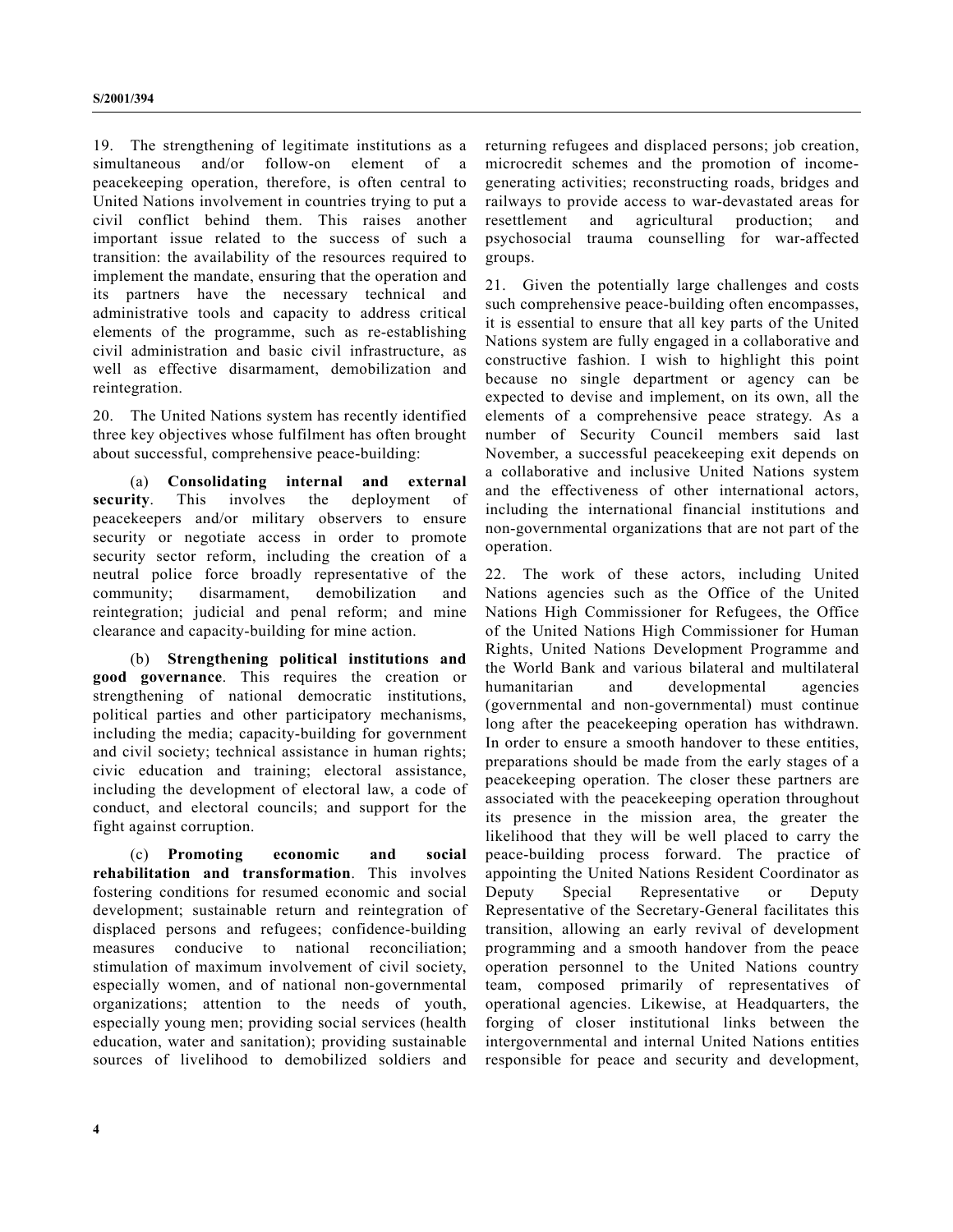19. The strengthening of legitimate institutions as a simultaneous and/or follow-on element of a peacekeeping operation, therefore, is often central to United Nations involvement in countries trying to put a civil conflict behind them. This raises another important issue related to the success of such a transition: the availability of the resources required to implement the mandate, ensuring that the operation and its partners have the necessary technical and administrative tools and capacity to address critical elements of the programme, such as re-establishing civil administration and basic civil infrastructure, as well as effective disarmament, demobilization and reintegration.

20. The United Nations system has recently identified three key objectives whose fulfilment has often brought about successful, comprehensive peace-building:

(a) **Consolidating internal and external security**. This involves the deployment of peacekeepers and/or military observers to ensure security or negotiate access in order to promote security sector reform, including the creation of a neutral police force broadly representative of the community; disarmament, demobilization and reintegration; judicial and penal reform; and mine clearance and capacity-building for mine action.

(b) **Strengthening political institutions and good governance**. This requires the creation or strengthening of national democratic institutions, political parties and other participatory mechanisms, including the media; capacity-building for government and civil society; technical assistance in human rights; civic education and training; electoral assistance, including the development of electoral law, a code of conduct, and electoral councils; and support for the fight against corruption.

(c) **Promoting economic and social rehabilitation and transformation**. This involves fostering conditions for resumed economic and social development; sustainable return and reintegration of displaced persons and refugees; confidence-building measures conducive to national reconciliation; stimulation of maximum involvement of civil society, especially women, and of national non-governmental organizations; attention to the needs of youth, especially young men; providing social services (health education, water and sanitation); providing sustainable sources of livelihood to demobilized soldiers and returning refugees and displaced persons; job creation, microcredit schemes and the promotion of income-generating activities; reconstructing roads, bridges and railways to provide access to war-devastated areas for resettlement and agricultural production; and psychosocial trauma counselling for war-affected groups.

21. Given the potentially large challenges and costs such comprehensive peace-building often encompasses, it is essential to ensure that all key parts of the United Nations system are fully engaged in a collaborative and constructive fashion. I wish to highlight this point because no single department or agency can be expected to devise and implement, on its own, all the elements of a comprehensive peace strategy. As a number of Security Council members said last November, a successful peacekeeping exit depends on a collaborative and inclusive United Nations system and the effectiveness of other international actors, including the international financial institutions and non-governmental organizations that are not part of the operation.

22. The work of these actors, including United Nations agencies such as the Office of the United Nations High Commissioner for Refugees, the Office of the United Nations High Commissioner for Human Rights, United Nations Development Programme and the World Bank and various bilateral and multilateral humanitarian and developmental agencies (governmental and non-governmental) must continue long after the peacekeeping operation has withdrawn. In order to ensure a smooth handover to these entities, preparations should be made from the early stages of a peacekeeping operation. The closer these partners are associated with the peacekeeping operation throughout its presence in the mission area, the greater the likelihood that they will be well placed to carry the peace-building process forward. The practice of appointing the United Nations Resident Coordinator as Deputy Special Representative or Deputy Representative of the Secretary-General facilitates this transition, allowing an early revival of development programming and a smooth handover from the peace operation personnel to the United Nations country team, composed primarily of representatives of operational agencies. Likewise, at Headquarters, the forging of closer institutional links between the intergovernmental and internal United Nations entities responsible for peace and security and development,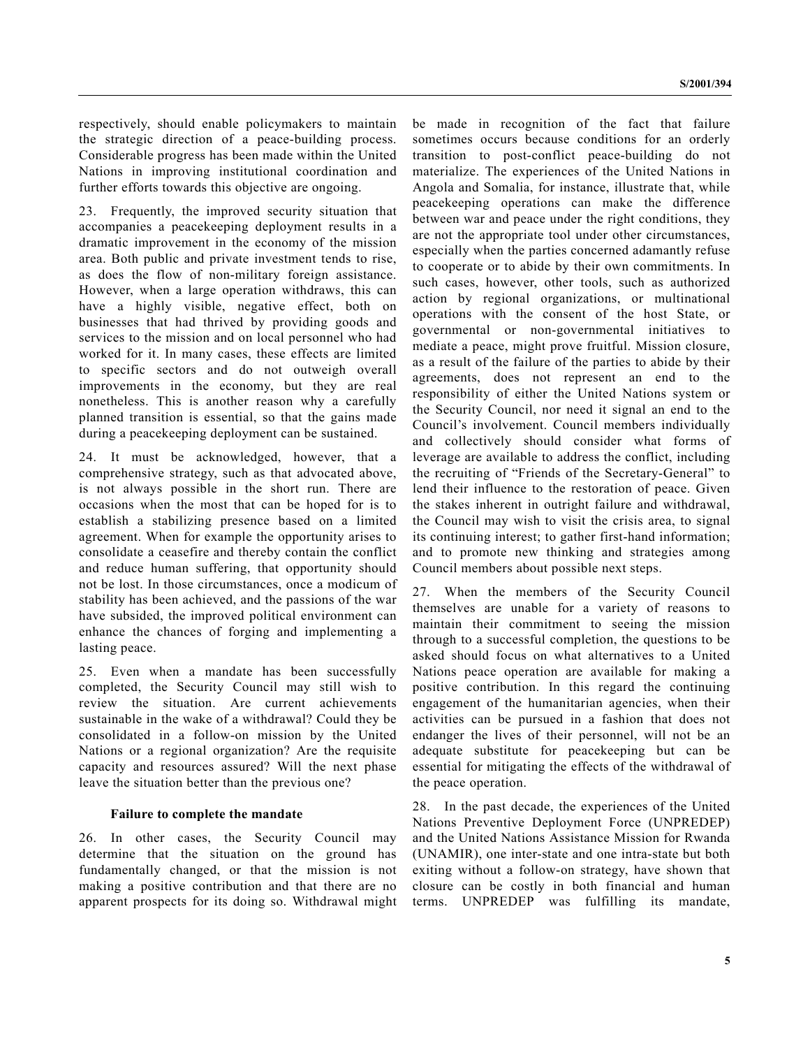respectively, should enable policymakers to maintain the strategic direction of a peace-building process. Considerable progress has been made within the United Nations in improving institutional coordination and further efforts towards this objective are ongoing.

23. Frequently, the improved security situation that accompanies a peacekeeping deployment results in a dramatic improvement in the economy of the mission area. Both public and private investment tends to rise, as does the flow of non-military foreign assistance. However, when a large operation withdraws, this can have a highly visible, negative effect, both on businesses that had thrived by providing goods and services to the mission and on local personnel who had worked for it. In many cases, these effects are limited to specific sectors and do not outweigh overall improvements in the economy, but they are real nonetheless. This is another reason why a carefully planned transition is essential, so that the gains made during a peacekeeping deployment can be sustained.

24. It must be acknowledged, however, that a comprehensive strategy, such as that advocated above, is not always possible in the short run. There are occasions when the most that can be hoped for is to establish a stabilizing presence based on a limited agreement. When for example the opportunity arises to consolidate a ceasefire and thereby contain the conflict and reduce human suffering, that opportunity should not be lost. In those circumstances, once a modicum of stability has been achieved, and the passions of the war have subsided, the improved political environment can enhance the chances of forging and implementing a lasting peace.

25. Even when a mandate has been successfully completed, the Security Council may still wish to review the situation. Are current achievements sustainable in the wake of a withdrawal? Could they be consolidated in a follow-on mission by the United Nations or a regional organization? Are the requisite capacity and resources assured? Will the next phase leave the situation better than the previous one?

### Failure to complete the mandate

26. In other cases, the Security Council may determine that the situation on the ground has fundamentally changed, or that the mission is not making a positive contribution and that there are no apparent prospects for its doing so. Withdrawal might be made in recognition of the fact that failure sometimes occurs because conditions for an orderly transition to post-conflict peace-building do not materialize. The experiences of the United Nations in Angola and Somalia, for instance, illustrate that, while peacekeeping operations can make the difference between war and peace under the right conditions, they are not the appropriate tool under other circumstances, especially when the parties concerned adamantly refuse to cooperate or to abide by their own commitments. In such cases, however, other tools, such as authorized action by regional organizations, or multinational operations with the consent of the host State, or governmental or non-governmental initiatives to mediate a peace, might prove fruitful. Mission closure, as a result of the failure of the parties to abide by their agreements, does not represent an end to the responsibility of either the United Nations system or the Security Council, nor need it signal an end to the Council's involvement. Council members individually and collectively should consider what forms of leverage are available to address the conflict, including the recruiting of "Friends of the Secretary-General" to lend their influence to the restoration of peace. Given the stakes inherent in outright failure and withdrawal, the Council may wish to visit the crisis area, to signal its continuing interest; to gather first-hand information; and to promote new thinking and strategies among Council members about possible next steps.

27. When the members of the Security Council themselves are unable for a variety of reasons to maintain their commitment to seeing the mission through to a successful completion, the questions to be asked should focus on what alternatives to a United Nations peace operation are available for making a positive contribution. In this regard the continuing engagement of the humanitarian agencies, when their activities can be pursued in a fashion that does not endanger the lives of their personnel, will not be an adequate substitute for peacekeeping but can be essential for mitigating the effects of the withdrawal of the peace operation.

28. In the past decade, the experiences of the United Nations Preventive Deployment Force (UNPREDEP) and the United Nations Assistance Mission for Rwanda (UNAMIR), one inter-state and one intra-state but both exiting without a follow-on strategy, have shown that closure can be costly in both financial and human terms. UNPREDEP was fulfilling its mandate,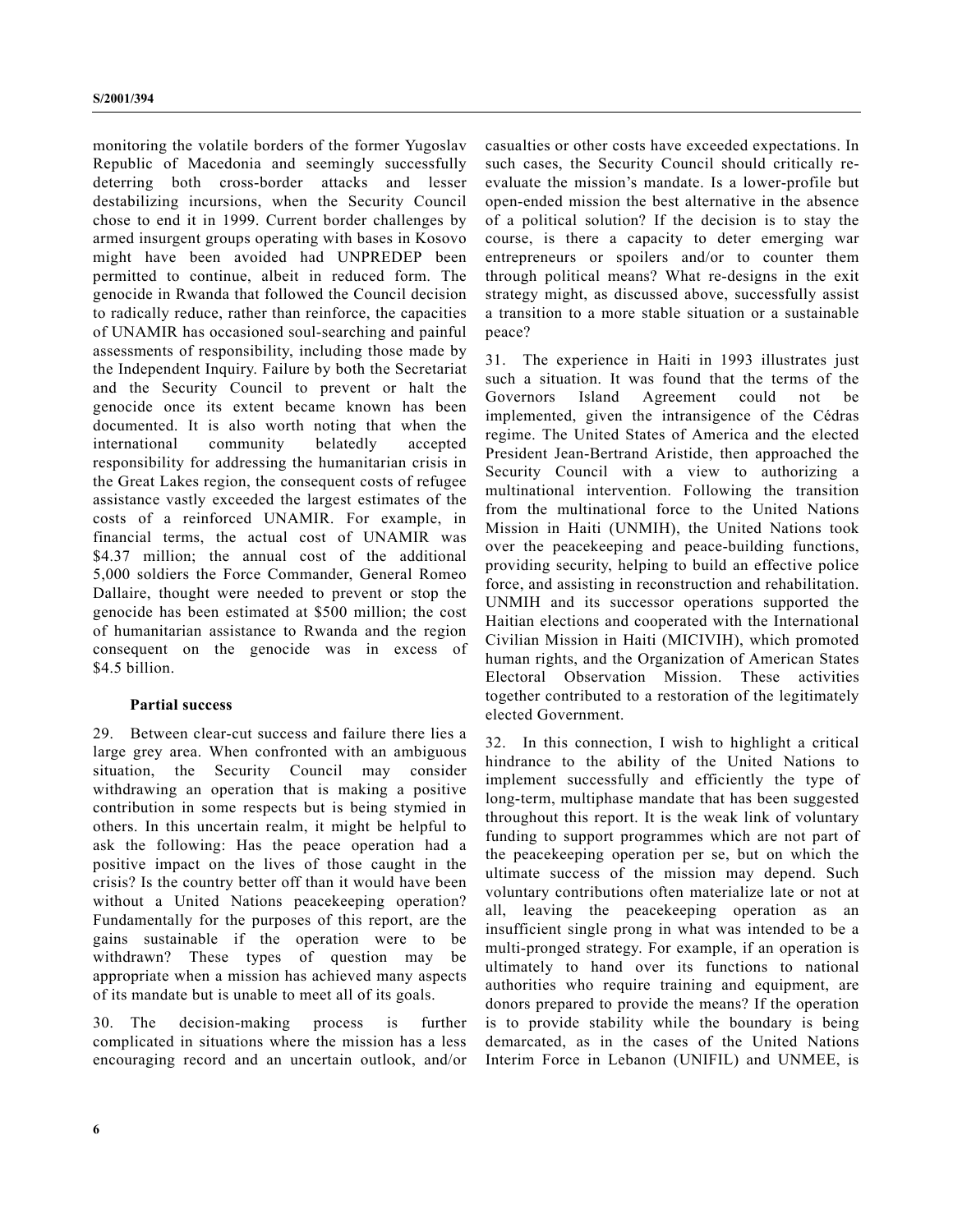monitoring the volatile borders of the former Yugoslav Republic of Macedonia and seemingly successfully deterring both cross-border attacks and lesser destabilizing incursions, when the Security Council chose to end it in 1999. Current border challenges by armed insurgent groups operating with bases in Kosovo might have been avoided had UNPREDEP been permitted to continue, albeit in reduced form. The genocide in Rwanda that followed the Council decision to radically reduce, rather than reinforce, the capacities of UNAMIR has occasioned soul-searching and painful assessments of responsibility, including those made by the Independent Inquiry. Failure by both the Secretariat and the Security Council to prevent or halt the genocide once its extent became known has been documented. It is also worth noting that when the international community belatedly accepted responsibility for addressing the humanitarian crisis in the Great Lakes region, the consequent costs of refugee assistance vastly exceeded the largest estimates of the costs of a reinforced UNAMIR. For example, in financial terms, the actual cost of UNAMIR was $4.37 million; the annual cost of the additional 5,000 soldiers the Force Commander, General Romeo Dallaire, thought were needed to prevent or stop the genocide has been estimated at $500 million; the cost of humanitarian assistance to Rwanda and the region consequent on the genocide was in excess of $4.5 billion.

**Partial success**

29. Between clear-cut success and failure there lies a large grey area. When confronted with an ambiguous situation, the Security Council may consider withdrawing an operation that is making a positive contribution in some respects but is being stymied in others. In this uncertain realm, it might be helpful to ask the following: Has the peace operation had a positive impact on the lives of those caught in the crisis? Is the country better off than it would have been without a United Nations peacekeeping operation? Fundamentally for the purposes of this report, are the gains sustainable if the operation were to be withdrawn? These types of question may be appropriate when a mission has achieved many aspects of its mandate but is unable to meet all of its goals.

30. The decision-making process is further complicated in situations where the mission has a less encouraging record and an uncertain outlook, and/or casualties or other costs have exceeded expectations. In such cases, the Security Council should critically re-evaluate the mission's mandate. Is a lower-profile but open-ended mission the best alternative in the absence of a political solution? If the decision is to stay the course, is there a capacity to deter emerging war entrepreneurs or spoilers and/or to counter them through political means? What re-designs in the exit strategy might, as discussed above, successfully assist a transition to a more stable situation or a sustainable peace?

31. The experience in Haiti in 1993 illustrates just such a situation. It was found that the terms of the Governors Island Agreement could not be implemented, given the intransigence of the Cédras regime. The United States of America and the elected President Jean-Bertrand Aristide, then approached the Security Council with a view to authorizing a multinational intervention. Following the transition from the multinational force to the United Nations Mission in Haiti (UNMIH), the United Nations took over the peacekeeping and peace-building functions, providing security, helping to build an effective police force, and assisting in reconstruction and rehabilitation. UNMIH and its successor operations supported the Haitian elections and cooperated with the International Civilian Mission in Haiti (MICIVIH), which promoted human rights, and the Organization of American States Electoral Observation Mission. These activities together contributed to a restoration of the legitimately elected Government.

32. In this connection, I wish to highlight a critical hindrance to the ability of the United Nations to implement successfully and efficiently the type of long-term, multiphase mandate that has been suggested throughout this report. It is the weak link of voluntary funding to support programmes which are not part of the peacekeeping operation per se, but on which the ultimate success of the mission may depend. Such voluntary contributions often materialize late or not at all, leaving the peacekeeping operation as an insufficient single prong in what was intended to be a multi-pronged strategy. For example, if an operation is ultimately to hand over its functions to national authorities who require training and equipment, are donors prepared to provide the means? If the operation is to provide stability while the boundary is being demarcated, as in the cases of the United Nations Interim Force in Lebanon (UNIFIL) and UNMEE, is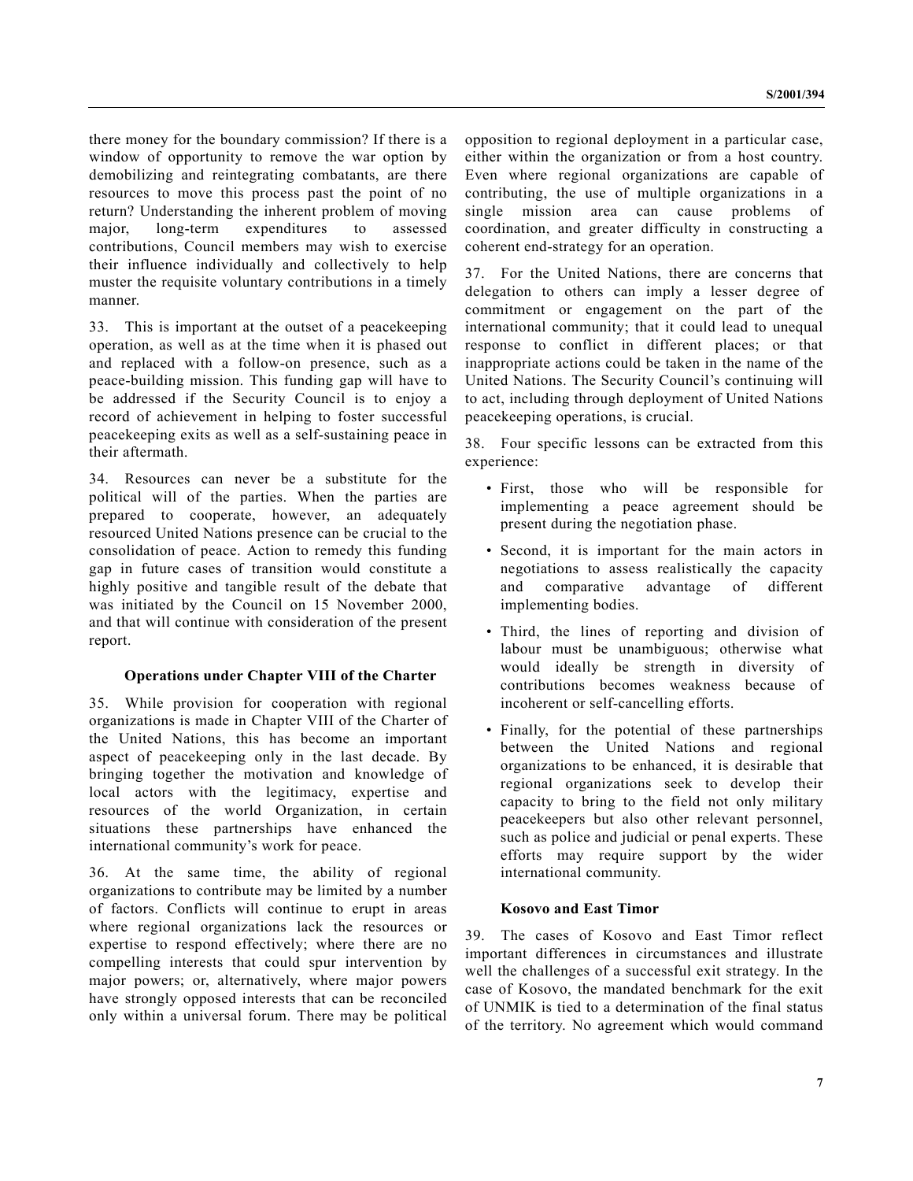there money for the boundary commission? If there is a window of opportunity to remove the war option by demobilizing and reintegrating combatants, are there resources to move this process past the point of no return? Understanding the inherent problem of moving major, long-term expenditures to assessed contributions, Council members may wish to exercise their influence individually and collectively to help muster the requisite voluntary contributions in a timely manner.

33. This is important at the outset of a peacekeeping operation, as well as at the time when it is phased out and replaced with a follow-on presence, such as a peace-building mission. This funding gap will have to be addressed if the Security Council is to enjoy a record of achievement in helping to foster successful peacekeeping exits as well as a self-sustaining peace in their aftermath.

34. Resources can never be a substitute for the political will of the parties. When the parties are prepared to cooperate, however, an adequately resourced United Nations presence can be crucial to the consolidation of peace. Action to remedy this funding gap in future cases of transition would constitute a highly positive and tangible result of the debate that was initiated by the Council on 15 November 2000, and that will continue with consideration of the present report.

### Operations under Chapter VIII of the Charter

35. While provision for cooperation with regional organizations is made in Chapter VIII of the Charter of the United Nations, this has become an important aspect of peacekeeping only in the last decade. By bringing together the motivation and knowledge of local actors with the legitimacy, expertise and resources of the world Organization, in certain situations these partnerships have enhanced the international community's work for peace.

36. At the same time, the ability of regional organizations to contribute may be limited by a number of factors. Conflicts will continue to erupt in areas where regional organizations lack the resources or expertise to respond effectively; where there are no compelling interests that could spur intervention by major powers; or, alternatively, where major powers have strongly opposed interests that can be reconciled only within a universal forum. There may be political opposition to regional deployment in a particular case, either within the organization or from a host country. Even where regional organizations are capable of contributing, the use of multiple organizations in a single mission area can cause problems of coordination, and greater difficulty in constructing a coherent end-strategy for an operation.

37. For the United Nations, there are concerns that delegation to others can imply a lesser degree of commitment or engagement on the part of the international community; that it could lead to unequal response to conflict in different places; or that inappropriate actions could be taken in the name of the United Nations. The Security Council's continuing will to act, including through deployment of United Nations peacekeeping operations, is crucial.

38. Four specific lessons can be extracted from this experience:

- First, those who will be responsible for implementing a peace agreement should be present during the negotiation phase.
- Second, it is important for the main actors in negotiations to assess realistically the capacity and comparative advantage of different implementing bodies.
- Third, the lines of reporting and division of labour must be unambiguous; otherwise what would ideally be strength in diversity of contributions becomes weakness because of incoherent or self-cancelling efforts.
- Finally, for the potential of these partnerships between the United Nations and regional organizations to be enhanced, it is desirable that regional organizations seek to develop their capacity to bring to the field not only military peacekeepers but also other relevant personnel, such as police and judicial or penal experts. These efforts may require support by the wider international community.

### Kosovo and East Timor

39. The cases of Kosovo and East Timor reflect important differences in circumstances and illustrate well the challenges of a successful exit strategy. In the case of Kosovo, the mandated benchmark for the exit of UNMIK is tied to a determination of the final status of the territory. No agreement which would command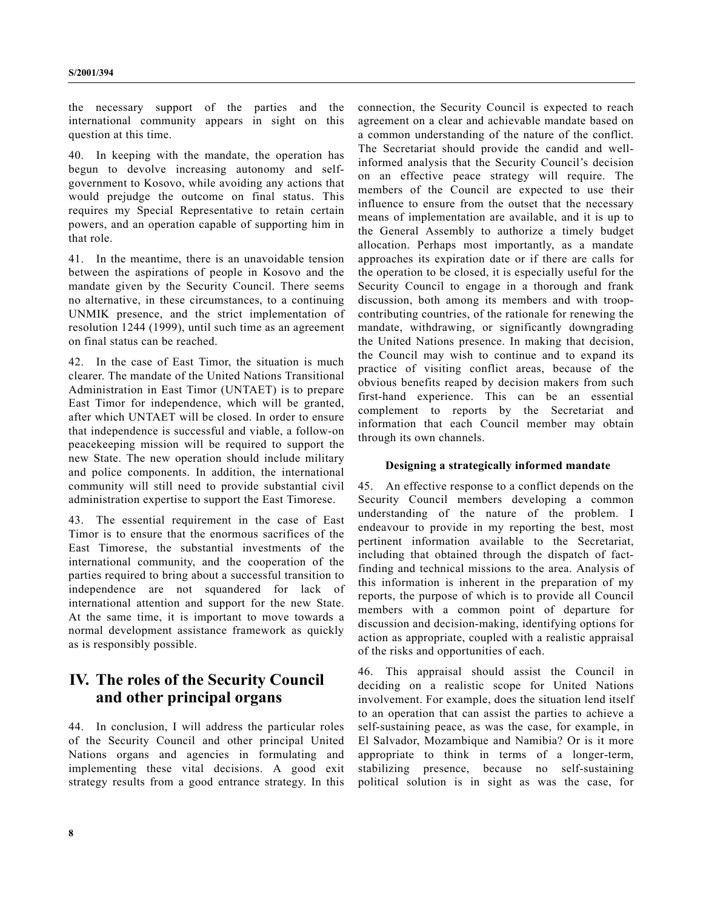the necessary support of the parties and the international community appears in sight on this question at this time.

40. In keeping with the mandate, the operation has begun to devolve increasing autonomy and self-government to Kosovo, while avoiding any actions that would prejudge the outcome on final status. This requires my Special Representative to retain certain powers, and an operation capable of supporting him in that role.

41. In the meantime, there is an unavoidable tension between the aspirations of people in Kosovo and the mandate given by the Security Council. There seems no alternative, in these circumstances, to a continuing UNMIK presence, and the strict implementation of resolution 1244 (1999), until such time as an agreement on final status can be reached.

42. In the case of East Timor, the situation is much clearer. The mandate of the United Nations Transitional Administration in East Timor (UNTAET) is to prepare East Timor for independence, which will be granted, after which UNTAET will be closed. In order to ensure that independence is successful and viable, a follow-on peacekeeping mission will be required to support the new State. The new operation should include military and police components. In addition, the international community will still need to provide substantial civil administration expertise to support the East Timorese.

43. The essential requirement in the case of East Timor is to ensure that the enormous sacrifices of the East Timorese, the substantial investments of the international community, and the cooperation of the parties required to bring about a successful transition to independence are not squandered for lack of international attention and support for the new State. At the same time, it is important to move towards a normal development assistance framework as quickly as is responsibly possible.

## IV. The roles of the Security Council and other principal organs

44. In conclusion, I will address the particular roles of the Security Council and other principal United Nations organs and agencies in formulating and implementing these vital decisions. A good exit strategy results from a good entrance strategy. In this connection, the Security Council is expected to reach agreement on a clear and achievable mandate based on a common understanding of the nature of the conflict. The Secretariat should provide the candid and well-informed analysis that the Security Council's decision on an effective peace strategy will require. The members of the Council are expected to use their influence to ensure from the outset that the necessary means of implementation are available, and it is up to the General Assembly to authorize a timely budget allocation. Perhaps most importantly, as a mandate approaches its expiration date or if there are calls for the operation to be closed, it is especially useful for the Security Council to engage in a thorough and frank discussion, both among its members and with troop-contributing countries, of the rationale for renewing the mandate, withdrawing, or significantly downgrading the United Nations presence. In making that decision, the Council may wish to continue and to expand its practice of visiting conflict areas, because of the obvious benefits reaped by decision makers from such first-hand experience. This can be an essential complement to reports by the Secretariat and information that each Council member may obtain through its own channels.

### Designing a strategically informed mandate

45. An effective response to a conflict depends on the Security Council members developing a common understanding of the nature of the problem. I endeavour to provide in my reporting the best, most pertinent information available to the Secretariat, including that obtained through the dispatch of fact-finding and technical missions to the area. Analysis of this information is inherent in the preparation of my reports, the purpose of which is to provide all Council members with a common point of departure for discussion and decision-making, identifying options for action as appropriate, coupled with a realistic appraisal of the risks and opportunities of each.

46. This appraisal should assist the Council in deciding on a realistic scope for United Nations involvement. For example, does the situation lend itself to an operation that can assist the parties to achieve a self-sustaining peace, as was the case, for example, in El Salvador, Mozambique and Namibia? Or is it more appropriate to think in terms of a longer-term, stabilizing presence, because no self-sustaining political solution is in sight as was the case, for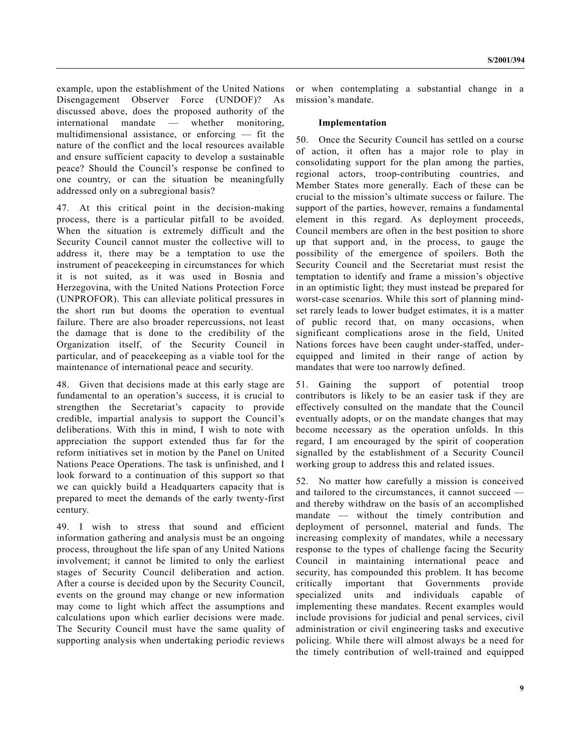example, upon the establishment of the United Nations Disengagement Observer Force (UNDOF)? As discussed above, does the proposed authority of the international mandate — whether monitoring, multidimensional assistance, or enforcing — fit the nature of the conflict and the local resources available and ensure sufficient capacity to develop a sustainable peace? Should the Council's response be confined to one country, or can the situation be meaningfully addressed only on a subregional basis?

47. At this critical point in the decision-making process, there is a particular pitfall to be avoided. When the situation is extremely difficult and the Security Council cannot muster the collective will to address it, there may be a temptation to use the instrument of peacekeeping in circumstances for which it is not suited, as it was used in Bosnia and Herzegovina, with the United Nations Protection Force (UNPROFOR). This can alleviate political pressures in the short run but dooms the operation to eventual failure. There are also broader repercussions, not least the damage that is done to the credibility of the Organization itself, of the Security Council in particular, and of peacekeeping as a viable tool for the maintenance of international peace and security.

48. Given that decisions made at this early stage are fundamental to an operation's success, it is crucial to strengthen the Secretariat's capacity to provide credible, impartial analysis to support the Council's deliberations. With this in mind, I wish to note with appreciation the support extended thus far for the reform initiatives set in motion by the Panel on United Nations Peace Operations. The task is unfinished, and I look forward to a continuation of this support so that we can quickly build a Headquarters capacity that is prepared to meet the demands of the early twenty-first century.

49. I wish to stress that sound and efficient information gathering and analysis must be an ongoing process, throughout the life span of any United Nations involvement; it cannot be limited to only the earliest stages of Security Council deliberation and action. After a course is decided upon by the Security Council, events on the ground may change or new information may come to light which affect the assumptions and calculations upon which earlier decisions were made. The Security Council must have the same quality of supporting analysis when undertaking periodic reviews or when contemplating a substantial change in a mission's mandate.

### Implementation

50. Once the Security Council has settled on a course of action, it often has a major role to play in consolidating support for the plan among the parties, regional actors, troop-contributing countries, and Member States more generally. Each of these can be crucial to the mission's ultimate success or failure. The support of the parties, however, remains a fundamental element in this regard. As deployment proceeds, Council members are often in the best position to shore up that support and, in the process, to gauge the possibility of the emergence of spoilers. Both the Security Council and the Secretariat must resist the temptation to identify and frame a mission's objective in an optimistic light; they must instead be prepared for worst-case scenarios. While this sort of planning mind-set rarely leads to lower budget estimates, it is a matter of public record that, on many occasions, when significant complications arose in the field, United Nations forces have been caught under-staffed, under-equipped and limited in their range of action by mandates that were too narrowly defined.

51. Gaining the support of potential troop contributors is likely to be an easier task if they are effectively consulted on the mandate that the Council eventually adopts, or on the mandate changes that may become necessary as the operation unfolds. In this regard, I am encouraged by the spirit of cooperation signalled by the establishment of a Security Council working group to address this and related issues.

52. No matter how carefully a mission is conceived and tailored to the circumstances, it cannot succeed — and thereby withdraw on the basis of an accomplished mandate — without the timely contribution and deployment of personnel, material and funds. The increasing complexity of mandates, while a necessary response to the types of challenge facing the Security Council in maintaining international peace and security, has compounded this problem. It has become critically important that Governments provide specialized units and individuals capable of implementing these mandates. Recent examples would include provisions for judicial and penal services, civil administration or civil engineering tasks and executive policing. While there will almost always be a need for the timely contribution of well-trained and equipped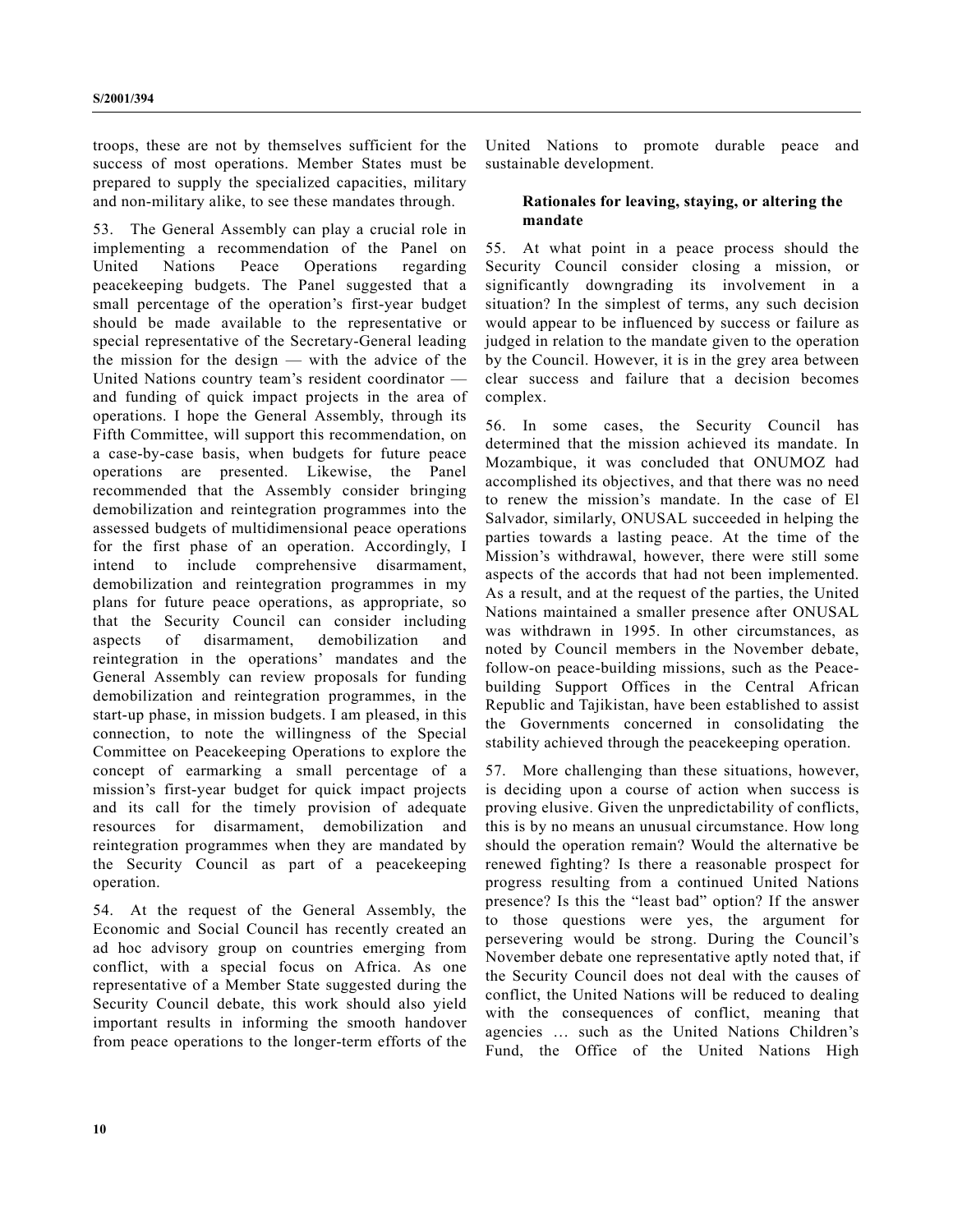troops, these are not by themselves sufficient for the success of most operations. Member States must be prepared to supply the specialized capacities, military and non-military alike, to see these mandates through.

53. The General Assembly can play a crucial role in implementing a recommendation of the Panel on United Nations Peace Operations regarding peacekeeping budgets. The Panel suggested that a small percentage of the operation's first-year budget should be made available to the representative or special representative of the Secretary-General leading the mission for the design — with the advice of the United Nations country team's resident coordinator — and funding of quick impact projects in the area of operations. I hope the General Assembly, through its Fifth Committee, will support this recommendation, on a case-by-case basis, when budgets for future peace operations are presented. Likewise, the Panel recommended that the Assembly consider bringing demobilization and reintegration programmes into the assessed budgets of multidimensional peace operations for the first phase of an operation. Accordingly, I intend to include comprehensive disarmament, demobilization and reintegration programmes in my plans for future peace operations, as appropriate, so that the Security Council can consider including aspects of disarmament, demobilization and reintegration in the operations' mandates and the General Assembly can review proposals for funding demobilization and reintegration programmes, in the start-up phase, in mission budgets. I am pleased, in this connection, to note the willingness of the Special Committee on Peacekeeping Operations to explore the concept of earmarking a small percentage of a mission's first-year budget for quick impact projects and its call for the timely provision of adequate resources for disarmament, demobilization and reintegration programmes when they are mandated by the Security Council as part of a peacekeeping operation.

54. At the request of the General Assembly, the Economic and Social Council has recently created an ad hoc advisory group on countries emerging from conflict, with a special focus on Africa. As one representative of a Member State suggested during the Security Council debate, this work should also yield important results in informing the smooth handover from peace operations to the longer-term efforts of the United Nations to promote durable peace and sustainable development.

### Rationales for leaving, staying, or altering the mandate

55. At what point in a peace process should the Security Council consider closing a mission, or significantly downgrading its involvement in a situation? In the simplest of terms, any such decision would appear to be influenced by success or failure as judged in relation to the mandate given to the operation by the Council. However, it is in the grey area between clear success and failure that a decision becomes complex.

56. In some cases, the Security Council has determined that the mission achieved its mandate. In Mozambique, it was concluded that ONUMOZ had accomplished its objectives, and that there was no need to renew the mission's mandate. In the case of El Salvador, similarly, ONUSAL succeeded in helping the parties towards a lasting peace. At the time of the Mission's withdrawal, however, there were still some aspects of the accords that had not been implemented. As a result, and at the request of the parties, the United Nations maintained a smaller presence after ONUSAL was withdrawn in 1995. In other circumstances, as noted by Council members in the November debate, follow-on peace-building missions, such as the Peace-building Support Offices in the Central African Republic and Tajikistan, have been established to assist the Governments concerned in consolidating the stability achieved through the peacekeeping operation.

57. More challenging than these situations, however, is deciding upon a course of action when success is proving elusive. Given the unpredictability of conflicts, this is by no means an unusual circumstance. How long should the operation remain? Would the alternative be renewed fighting? Is there a reasonable prospect for progress resulting from a continued United Nations presence? Is this the "least bad" option? If the answer to those questions were yes, the argument for persevering would be strong. During the Council's November debate one representative aptly noted that, if the Security Council does not deal with the causes of conflict, the United Nations will be reduced to dealing with the consequences of conflict, meaning that agencies … such as the United Nations Children's Fund, the Office of the United Nations High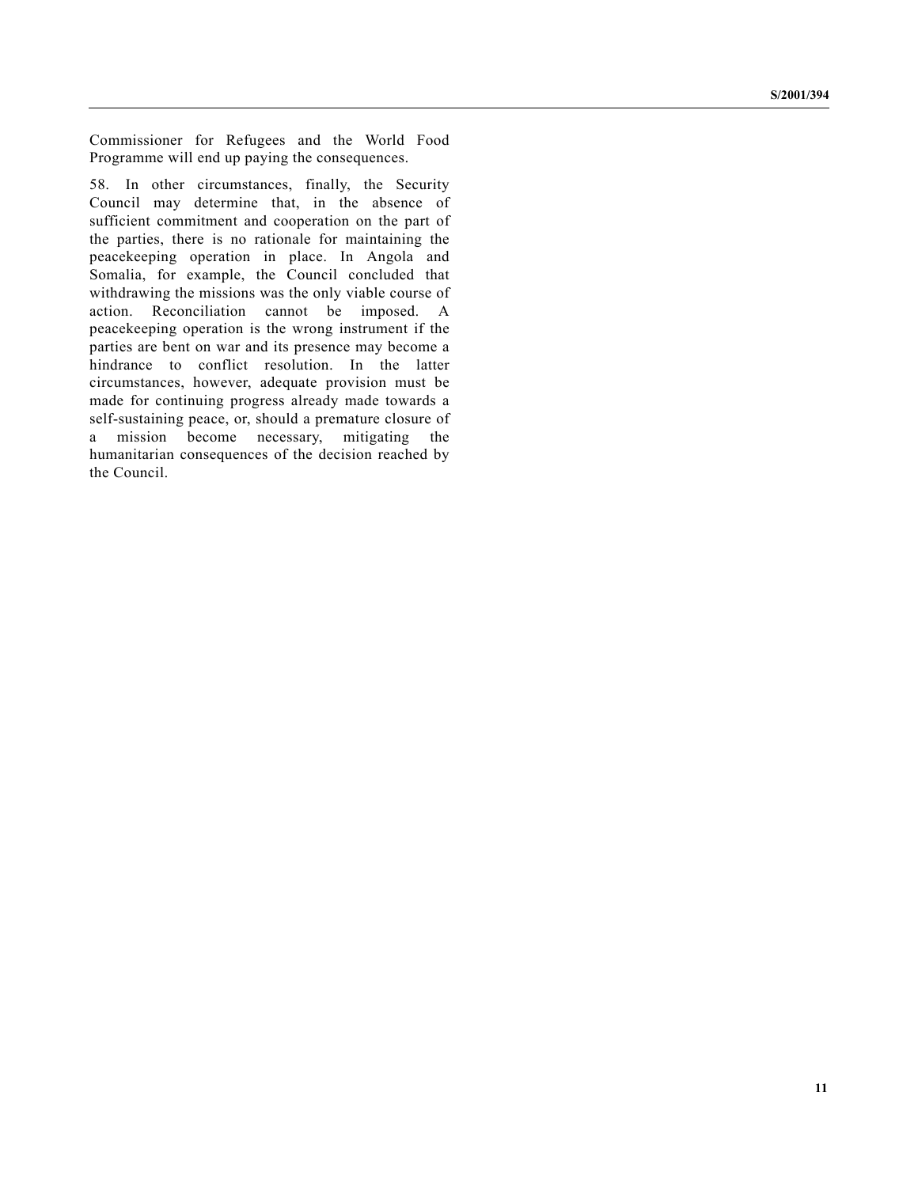Commissioner for Refugees and the World Food Programme will end up paying the consequences.

58. In other circumstances, finally, the Security Council may determine that, in the absence of sufficient commitment and cooperation on the part of the parties, there is no rationale for maintaining the peacekeeping operation in place. In Angola and Somalia, for example, the Council concluded that withdrawing the missions was the only viable course of action. Reconciliation cannot be imposed. A peacekeeping operation is the wrong instrument if the parties are bent on war and its presence may become a hindrance to conflict resolution. In the latter circumstances, however, adequate provision must be made for continuing progress already made towards a self-sustaining peace, or, should a premature closure of a mission become necessary, mitigating the humanitarian consequences of the decision reached by the Council.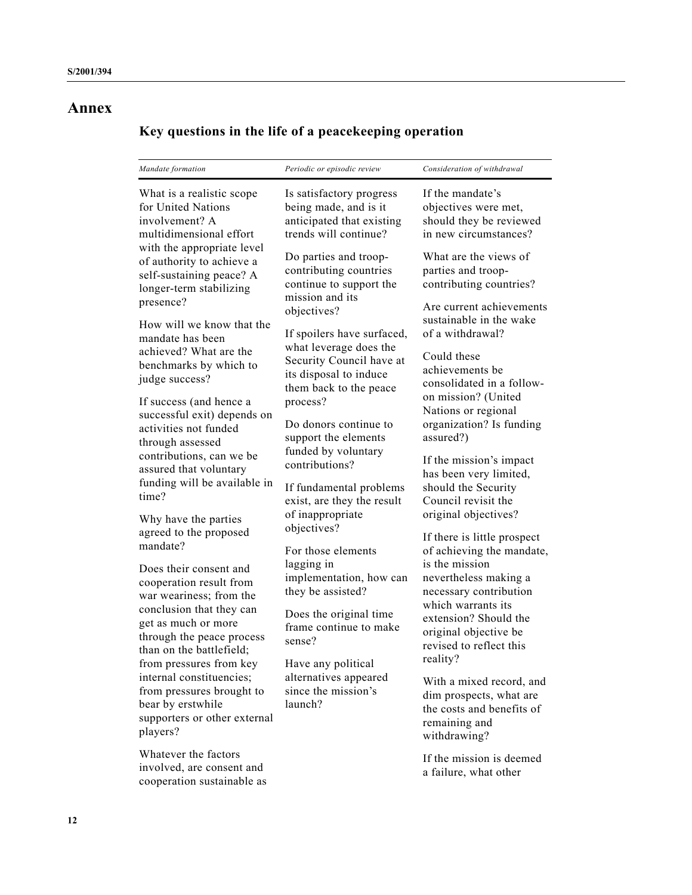# Annex

## Key questions in the life of a peacekeeping operation

| *Mandate formation* | *Periodic or episodic review* | *Consideration of withdrawal* |
|---|---|---|
| What is a realistic scope for United Nations involvement? A multidimensional effort with the appropriate level of authority to achieve a self-sustaining peace? A longer-term stabilizing presence?<br><br>How will we know that the mandate has been achieved? What are the benchmarks by which to judge success?<br><br>If success (and hence a successful exit) depends on activities not funded through assessed contributions, can we be assured that voluntary funding will be available in time?<br><br>Why have the parties agreed to the proposed mandate?<br><br>Does their consent and cooperation result from war weariness; from the conclusion that they can get as much or more through the peace process than on the battlefield; from pressures from key internal constituencies; from pressures brought to bear by erstwhile supporters or other external players?<br><br>Whatever the factors involved, are consent and cooperation sustainable as | Is satisfactory progress being made, and is it anticipated that existing trends will continue?<br><br>Do parties and troop-contributing countries continue to support the mission and its objectives?<br><br>If spoilers have surfaced, what leverage does the Security Council have at its disposal to induce them back to the peace process?<br><br>Do donors continue to support the elements funded by voluntary contributions?<br><br>If fundamental problems exist, are they the result of inappropriate objectives?<br><br>For those elements lagging in implementation, how can they be assisted?<br><br>Does the original time frame continue to make sense?<br><br>Have any political alternatives appeared since the mission's launch? | If the mandate's objectives were met, should they be reviewed in new circumstances?<br><br>What are the views of parties and troop-contributing countries?<br><br>Are current achievements sustainable in the wake of a withdrawal?<br><br>Could these achievements be consolidated in a follow-on mission? (United Nations or regional organization? Is funding assured?)<br><br>If the mission's impact has been very limited, should the Security Council revisit the original objectives?<br><br>If there is little prospect of achieving the mandate, is the mission nevertheless making a necessary contribution which warrants its extension? Should the original objective be revised to reflect this reality?<br><br>With a mixed record, and dim prospects, what are the costs and benefits of remaining and withdrawing?<br><br>If the mission is deemed a failure, what other |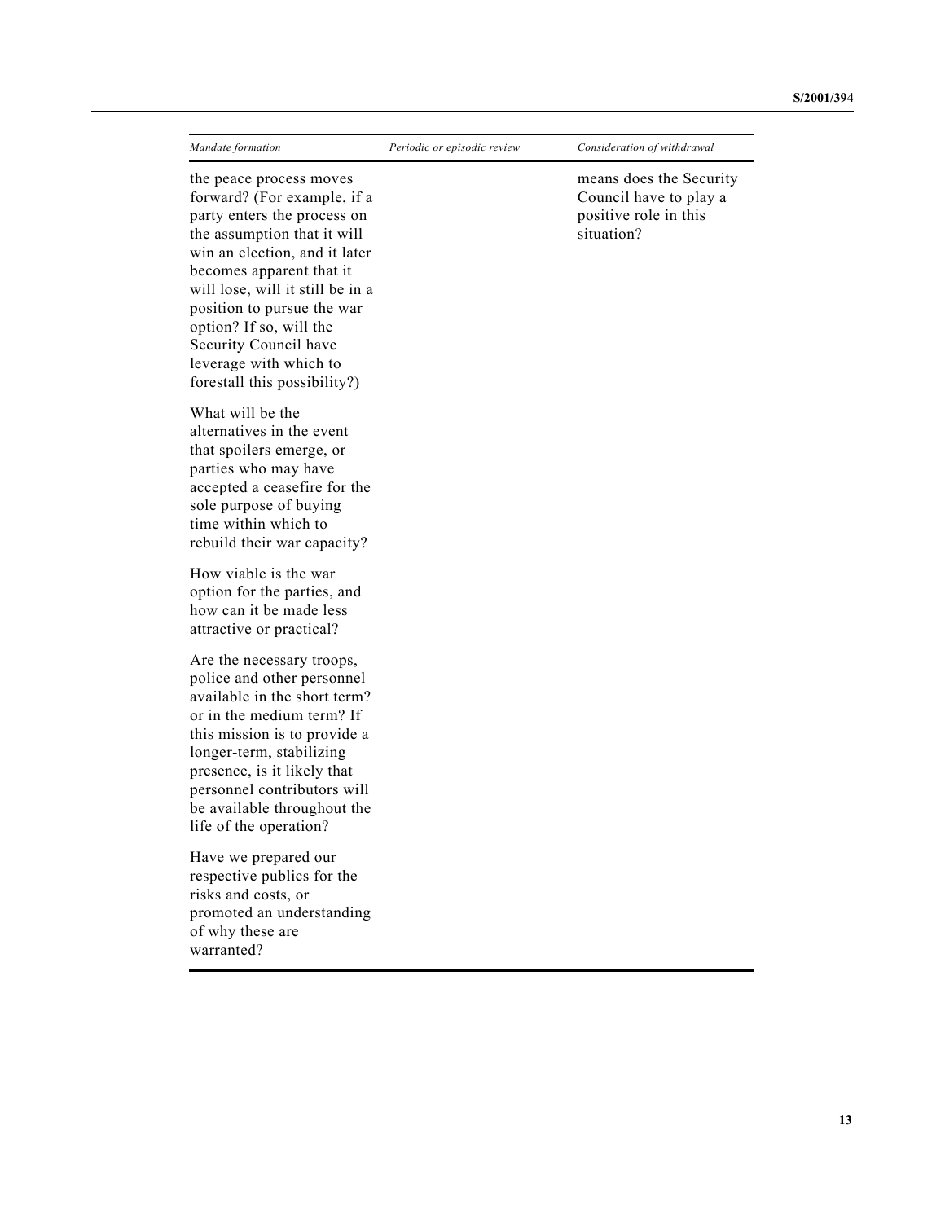| *Mandate formation* | *Periodic or episodic review* | *Consideration of withdrawal* |
| --- | --- | --- |
| the peace process moves forward? (For example, if a party enters the process on the assumption that it will win an election, and it later becomes apparent that it will lose, will it still be in a position to pursue the war option? If so, will the Security Council have leverage with which to forestall this possibility?) | | means does the Security Council have to play a positive role in this situation? |
| What will be the alternatives in the event that spoilers emerge, or parties who may have accepted a ceasefire for the sole purpose of buying time within which to rebuild their war capacity? | | |
| How viable is the war option for the parties, and how can it be made less attractive or practical? | | |
| Are the necessary troops, police and other personnel available in the short term? or in the medium term? If this mission is to provide a longer-term, stabilizing presence, is it likely that personnel contributors will be available throughout the life of the operation? | | |
| Have we prepared our respective publics for the risks and costs, or promoted an understanding of why these are warranted? | | |